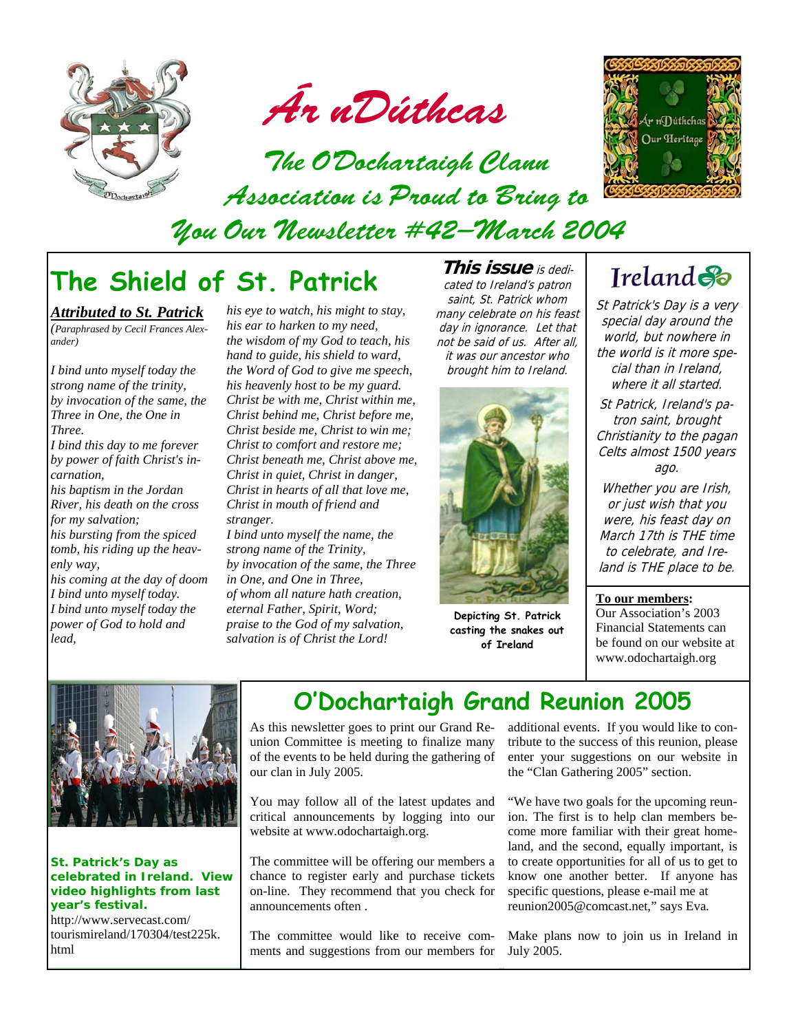# Ár nDúthcas

## The O'Dochartaigh Clann Association is Proud to Bring to You Our Newsletter #42—March 2004

## The Shield of St. Patrick

***Attributed to St. Patrick***

*(Paraphrased by Cecil Frances Alexander)*

*I bind unto myself today the strong name of the trinity, by invocation of the same, the Three in One, the One in Three.*
*I bind this day to me forever by power of faith Christ's incarnation,*
*his baptism in the Jordan River, his death on the cross for my salvation;*
*his bursting from the spiced tomb, his riding up the heavenly way,*
*his coming at the day of doom I bind unto myself today.*
*I bind unto myself today the power of God to hold and lead,*
*his eye to watch, his might to stay,*
*his ear to harken to my need,*
*the wisdom of my God to teach, his hand to guide, his shield to ward,*
*the Word of God to give me speech, his heavenly host to be my guard.*
*Christ be with me, Christ within me,*
*Christ behind me, Christ before me,*
*Christ beside me, Christ to win me;*
*Christ to comfort and restore me;*
*Christ beneath me, Christ above me,*
*Christ in quiet, Christ in danger,*
*Christ in hearts of all that love me,*
*Christ in mouth of friend and stranger.*
*I bind unto myself the name, the strong name of the Trinity,*
*by invocation of the same, the Three in One, and One in Three,*
*of whom all nature hath creation, eternal Father, Spirit, Word;*
*praise to the God of my salvation, salvation is of Christ the Lord!*

***This issue** is dedicated to Ireland's patron saint, St. Patrick whom many celebrate on his feast day in ignorance. Let that not be said of us. After all, it was our ancestor who brought him to Ireland.*

**Depicting St. Patrick casting the snakes out of Ireland**

### Ireland

*St Patrick's Day is a very special day around the world, but nowhere in the world is it more special than in Ireland, where it all started.*

*St Patrick, Ireland's patron saint, brought Christianity to the pagan Celts almost 1500 years ago.*

*Whether you are Irish, or just wish that you were, his feast day on March 17th is THE time to celebrate, and Ireland is THE place to be.*

**To our members:**
Our Association's 2003 Financial Statements can be found on our website at www.odochartaigh.org

**St. Patrick's Day as celebrated in Ireland. View video highlights from last year's festival.**
http://www.servecast.com/tourismireland/170304/test225k.html

## O'Dochartaigh Grand Reunion 2005

As this newsletter goes to print our Grand Reunion Committee is meeting to finalize many of the events to be held during the gathering of our clan in July 2005.

You may follow all of the latest updates and critical announcements by logging into our website at www.odochartaigh.org.

The committee will be offering our members a chance to register early and purchase tickets on-line. They recommend that you check for announcements often .

The committee would like to receive comments and suggestions from our members for additional events. If you would like to contribute to the success of this reunion, please enter your suggestions on our website in the "Clan Gathering 2005" section.

"We have two goals for the upcoming reunion. The first is to help clan members become more familiar with their great homeland, and the second, equally important, is to create opportunities for all of us to get to know one another better. If anyone has specific questions, please e-mail me at reunion2005@comcast.net," says Eva.

Make plans now to join us in Ireland in July 2005.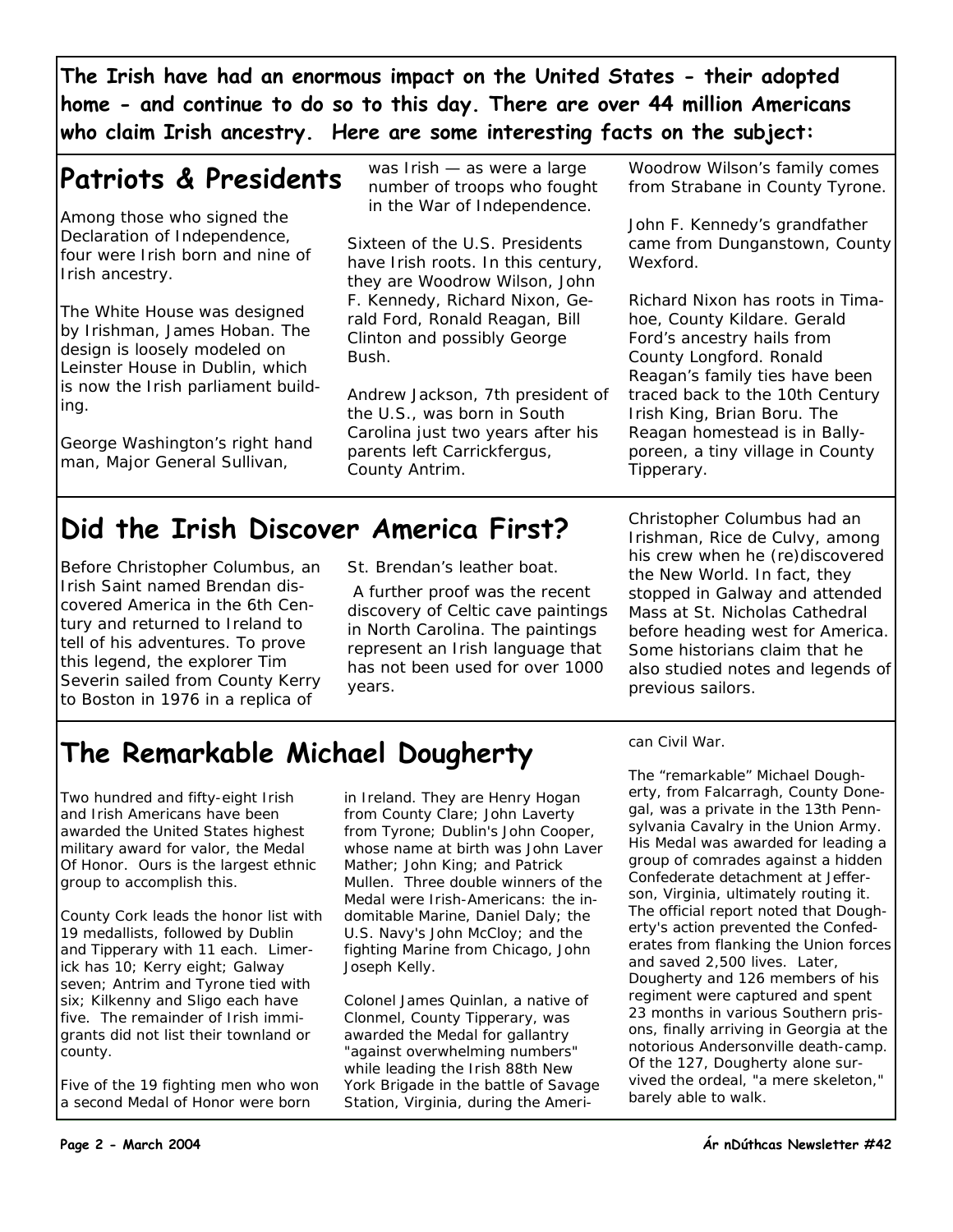**The Irish have had an enormous impact on the United States - their adopted home - and continue to do so to this day. There are over 44 million Americans who claim Irish ancestry. Here are some interesting facts on the subject:**

## Patriots & Presidents

Among those who signed the Declaration of Independence, four were Irish born and nine of Irish ancestry.

The White House was designed by Irishman, James Hoban. The design is loosely modeled on Leinster House in Dublin, which is now the Irish parliament building.

George Washington's right hand man, Major General Sullivan, was Irish — as were a large number of troops who fought in the War of Independence.

Sixteen of the U.S. Presidents have Irish roots. In this century, they are Woodrow Wilson, John F. Kennedy, Richard Nixon, Gerald Ford, Ronald Reagan, Bill Clinton and possibly George Bush.

Andrew Jackson, 7th president of the U.S., was born in South Carolina just two years after his parents left Carrickfergus, County Antrim.

Woodrow Wilson's family comes from Strabane in County Tyrone.

John F. Kennedy's grandfather came from Dunganstown, County Wexford.

Richard Nixon has roots in Timahoe, County Kildare. Gerald Ford's ancestry hails from County Longford. Ronald Reagan's family ties have been traced back to the 10th Century Irish King, Brian Boru. The Reagan homestead is in Ballyporeen, a tiny village in County Tipperary.

## Did the Irish Discover America First?

Before Christopher Columbus, an Irish Saint named Brendan discovered America in the 6th Century and returned to Ireland to tell of his adventures. To prove this legend, the explorer Tim Severin sailed from County Kerry to Boston in 1976 in a replica of St. Brendan's leather boat.

A further proof was the recent discovery of Celtic cave paintings in North Carolina. The paintings represent an Irish language that has not been used for over 1000 years.

Christopher Columbus had an Irishman, Rice de Culvy, among his crew when he (re)discovered the New World. In fact, they stopped in Galway and attended Mass at St. Nicholas Cathedral before heading west for America. Some historians claim that he also studied notes and legends of previous sailors.

## The Remarkable Michael Dougherty

Two hundred and fifty-eight Irish and Irish Americans have been awarded the United States highest military award for valor, the Medal Of Honor. Ours is the largest ethnic group to accomplish this.

County Cork leads the honor list with 19 medallists, followed by Dublin and Tipperary with 11 each. Limerick has 10; Kerry eight; Galway seven; Antrim and Tyrone tied with six; Kilkenny and Sligo each have five. The remainder of Irish immigrants did not list their townland or county.

Five of the 19 fighting men who won a second Medal of Honor were born in Ireland. They are Henry Hogan from County Clare; John Laverty from Tyrone; Dublin's John Cooper, whose name at birth was John Laver Mather; John King; and Patrick Mullen. Three double winners of the Medal were Irish-Americans: the indomitable Marine, Daniel Daly; the U.S. Navy's John McCloy; and the fighting Marine from Chicago, John Joseph Kelly.

Colonel James Quinlan, a native of Clonmel, County Tipperary, was awarded the Medal for gallantry "against overwhelming numbers" while leading the Irish 88th New York Brigade in the battle of Savage Station, Virginia, during the American Civil War.

The "remarkable" Michael Dougherty, from Falcarragh, County Donegal, was a private in the 13th Pennsylvania Cavalry in the Union Army. His Medal was awarded for leading a group of comrades against a hidden Confederate detachment at Jefferson, Virginia, ultimately routing it. The official report noted that Dougherty's action prevented the Confederates from flanking the Union forces and saved 2,500 lives. Later, Dougherty and 126 members of his regiment were captured and spent 23 months in various Southern prisons, finally arriving in Georgia at the notorious Andersonville death-camp. Of the 127, Dougherty alone survived the ordeal, "a mere skeleton," barely able to walk.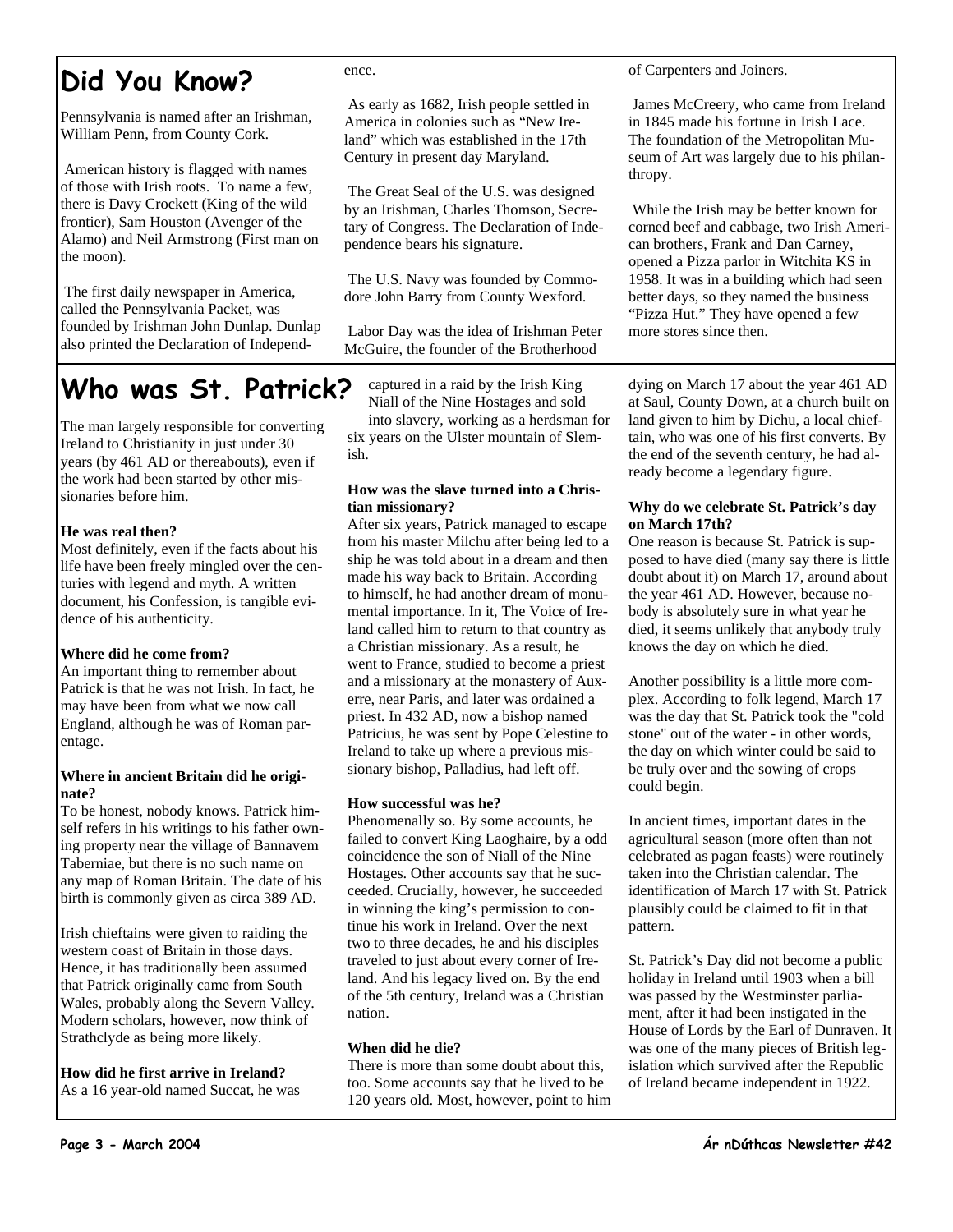# Did You Know?

Pennsylvania is named after an Irishman, William Penn, from County Cork.

American history is flagged with names of those with Irish roots. To name a few, there is Davy Crockett (King of the wild frontier), Sam Houston (Avenger of the Alamo) and Neil Armstrong (First man on the moon).

The first daily newspaper in America, called the Pennsylvania Packet, was founded by Irishman John Dunlap. Dunlap also printed the Declaration of Independence.

As early as 1682, Irish people settled in America in colonies such as "New Ireland" which was established in the 17th Century in present day Maryland.

The Great Seal of the U.S. was designed by an Irishman, Charles Thomson, Secretary of Congress. The Declaration of Independence bears his signature.

The U.S. Navy was founded by Commodore John Barry from County Wexford.

Labor Day was the idea of Irishman Peter McGuire, the founder of the Brotherhood of Carpenters and Joiners.

James McCreery, who came from Ireland in 1845 made his fortune in Irish Lace. The foundation of the Metropolitan Museum of Art was largely due to his philanthropy.

While the Irish may be better known for corned beef and cabbage, two Irish American brothers, Frank and Dan Carney, opened a Pizza parlor in Witchita KS in 1958. It was in a building which had seen better days, so they named the business "Pizza Hut." They have opened a few more stores since then.

# Who was St. Patrick?

The man largely responsible for converting Ireland to Christianity in just under 30 years (by 461 AD or thereabouts), even if the work had been started by other missionaries before him.

**He was real then?**

Most definitely, even if the facts about his life have been freely mingled over the centuries with legend and myth. A written document, his Confession, is tangible evidence of his authenticity.

**Where did he come from?**

An important thing to remember about Patrick is that he was not Irish. In fact, he may have been from what we now call England, although he was of Roman parentage.

**Where in ancient Britain did he originate?**

To be honest, nobody knows. Patrick himself refers in his writings to his father owning property near the village of Bannavem Taberniae, but there is no such name on any map of Roman Britain. The date of his birth is commonly given as circa 389 AD.

Irish chieftains were given to raiding the western coast of Britain in those days. Hence, it has traditionally been assumed that Patrick originally came from South Wales, probably along the Severn Valley. Modern scholars, however, now think of Strathclyde as being more likely.

**How did he first arrive in Ireland?**

As a 16 year-old named Succat, he was captured in a raid by the Irish King Niall of the Nine Hostages and sold into slavery, working as a herdsman for six years on the Ulster mountain of Slemish.

**How was the slave turned into a Christian missionary?**

After six years, Patrick managed to escape from his master Milchu after being led to a ship he was told about in a dream and then made his way back to Britain. According to himself, he had another dream of monumental importance. In it, The Voice of Ireland called him to return to that country as a Christian missionary. As a result, he went to France, studied to become a priest and a missionary at the monastery of Auxerre, near Paris, and later was ordained a priest. In 432 AD, now a bishop named Patricius, he was sent by Pope Celestine to Ireland to take up where a previous missionary bishop, Palladius, had left off.

**How successful was he?**

Phenomenally so. By some accounts, he failed to convert King Laoghaire, by a odd coincidence the son of Niall of the Nine Hostages. Other accounts say that he succeeded. Crucially, however, he succeeded in winning the king's permission to continue his work in Ireland. Over the next two to three decades, he and his disciples traveled to just about every corner of Ireland. And his legacy lived on. By the end of the 5th century, Ireland was a Christian nation.

**When did he die?**

There is more than some doubt about this, too. Some accounts say that he lived to be 120 years old. Most, however, point to him dying on March 17 about the year 461 AD at Saul, County Down, at a church built on land given to him by Dichu, a local chieftain, who was one of his first converts. By the end of the seventh century, he had already become a legendary figure.

**Why do we celebrate St. Patrick's day on March 17th?**

One reason is because St. Patrick is supposed to have died (many say there is little doubt about it) on March 17, around about the year 461 AD. However, because nobody is absolutely sure in what year he died, it seems unlikely that anybody truly knows the day on which he died.

Another possibility is a little more complex. According to folk legend, March 17 was the day that St. Patrick took the "cold stone" out of the water - in other words, the day on which winter could be said to be truly over and the sowing of crops could begin.

In ancient times, important dates in the agricultural season (more often than not celebrated as pagan feasts) were routinely taken into the Christian calendar. The identification of March 17 with St. Patrick plausibly could be claimed to fit in that pattern.

St. Patrick's Day did not become a public holiday in Ireland until 1903 when a bill was passed by the Westminster parliament, after it had been instigated in the House of Lords by the Earl of Dunraven. It was one of the many pieces of British legislation which survived after the Republic of Ireland became independent in 1922.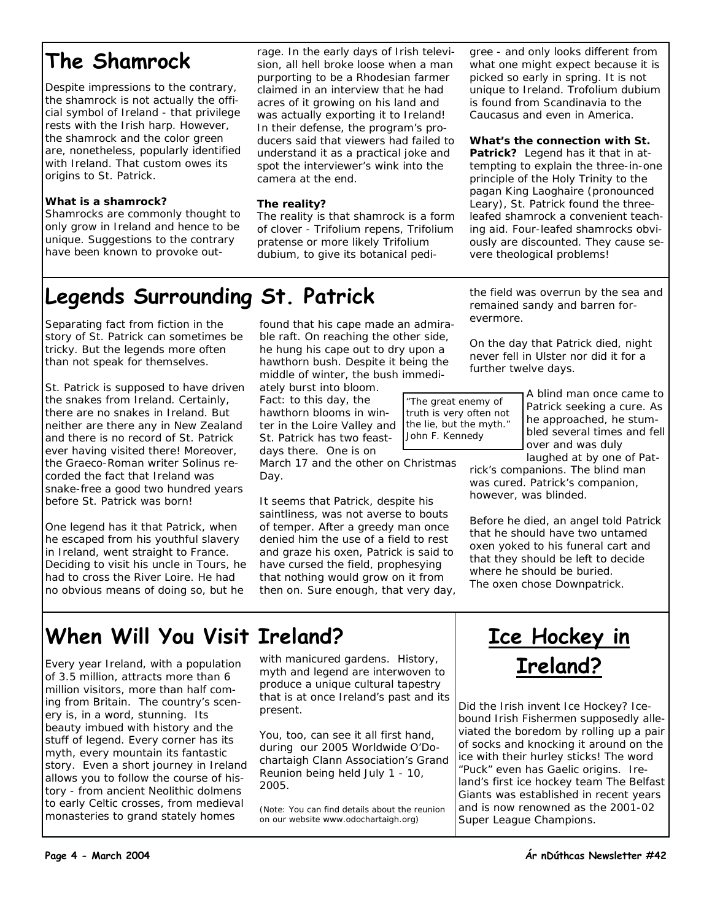## The Shamrock

Despite impressions to the contrary, the shamrock is not actually the official symbol of Ireland - that privilege rests with the Irish harp. However, the shamrock and the color green are, nonetheless, popularly identified with Ireland. That custom owes its origins to St. Patrick.

**What is a shamrock?**
Shamrocks are commonly thought to only grow in Ireland and hence to be unique. Suggestions to the contrary have been known to provoke outrage. In the early days of Irish television, all hell broke loose when a man purporting to be a Rhodesian farmer claimed in an interview that he had acres of it growing on his land and was actually exporting it to Ireland! In their defense, the program's producers said that viewers had failed to understand it as a practical joke and spot the interviewer's wink into the camera at the end.

***The reality?***
The reality is that shamrock is a form of clover - Trifolium repens, Trifolium pratense or more likely Trifolium dubium, to give its botanical pedigree - and only looks different from what one might expect because it is picked so early in spring. It is not unique to Ireland. Trofolium dubium is found from Scandinavia to the Caucasus and even in America.

**What's the connection with St. Patrick?** Legend has it that in attempting to explain the three-in-one principle of the Holy Trinity to the pagan King Laoghaire (pronounced Leary), St. Patrick found the three-leafed shamrock a convenient teaching aid. Four-leafed shamrocks obviously are discounted. They cause severe theological problems!

## Legends Surrounding St. Patrick

Separating fact from fiction in the story of St. Patrick can sometimes be tricky. But the legends more often than not speak for themselves.

St. Patrick is supposed to have driven the snakes from Ireland. Certainly, there are no snakes in Ireland. But neither are there any in New Zealand and there is no record of St. Patrick ever having visited there! Moreover, the Graeco-Roman writer Solinus recorded the fact that Ireland was snake-free a good two hundred years before St. Patrick was born!

One legend has it that Patrick, when he escaped from his youthful slavery in Ireland, went straight to France. Deciding to visit his uncle in Tours, he had to cross the River Loire. He had no obvious means of doing so, but he found that his cape made an admirable raft. On reaching the other side, he hung his cape out to dry upon a hawthorn bush. Despite it being the middle of winter, the bush immediately burst into bloom. Fact: to this day, the hawthorn blooms in winter in the Loire Valley and St. Patrick has two feast-days there. One is on March 17 and the other on Christmas Day.

> "The great enemy of truth is very often not the lie, but the myth." John F. Kennedy

It seems that Patrick, despite his saintliness, was not averse to bouts of temper. After a greedy man once denied him the use of a field to rest and graze his oxen, Patrick is said to have cursed the field, prophesying that nothing would grow on it from then on. Sure enough, that very day, the field was overrun by the sea and remained sandy and barren forevermore.

On the day that Patrick died, night never fell in Ulster nor did it for a further twelve days.

A blind man once came to Patrick seeking a cure. As he approached, he stumbled several times and fell over and was duly laughed at by one of Patrick's companions. The blind man was cured. Patrick's companion, however, was blinded.

Before he died, an angel told Patrick that he should have two untamed oxen yoked to his funeral cart and that they should be left to decide where he should be buried.
The oxen chose Downpatrick.

## When Will You Visit Ireland?

Every year Ireland, with a population of 3.5 million, attracts more than 6 million visitors, more than half coming from Britain. The country's scenery is, in a word, stunning. Its beauty imbued with history and the stuff of legend. Every corner has its myth, every mountain its fantastic story. Even a short journey in Ireland allows you to follow the course of history - from ancient Neolithic dolmens to early Celtic crosses, from medieval monasteries to grand stately homes with manicured gardens. History, myth and legend are interwoven to produce a unique cultural tapestry that is at once Ireland's past and its present.

You, too, can see it all first hand, during our 2005 Worldwide O'Dochartaigh Clann Association's Grand Reunion being held July 1 - 10, 2005.

(Note: You can find details about the reunion on our website www.odochartaigh.org)

## Ice Hockey in Ireland?

Did the Irish invent Ice Hockey? Ice-bound Irish Fishermen supposedly alleviated the boredom by rolling up a pair of socks and knocking it around on the ice with their hurley sticks! The word "Puck" even has Gaelic origins. Ireland's first ice hockey team The Belfast Giants was established in recent years and is now renowned as the 2001-02 Super League Champions.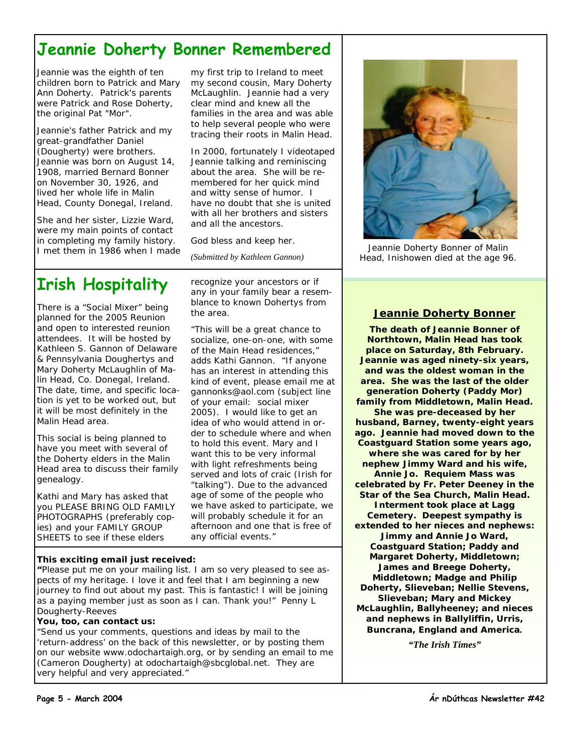# Jeannie Doherty Bonner Remembered

Jeannie was the eighth of ten children born to Patrick and Mary Ann Doherty. Patrick's parents were Patrick and Rose Doherty, the original Pat "Mor".

Jeannie's father Patrick and my great-grandfather Daniel (Dougherty) were brothers. Jeannie was born on August 14, 1908, married Bernard Bonner on November 30, 1926, and lived her whole life in Malin Head, County Donegal, Ireland.

She and her sister, Lizzie Ward, were my main points of contact in completing my family history. I met them in 1986 when I made my first trip to Ireland to meet my second cousin, Mary Doherty McLaughlin. Jeannie had a very clear mind and knew all the families in the area and was able to help several people who were tracing their roots in Malin Head.

In 2000, fortunately I videotaped Jeannie talking and reminiscing about the area. She will be remembered for her quick mind and witty sense of humor. I have no doubt that she is united with all her brothers and sisters and all the ancestors.

God bless and keep her.

*(Submitted by Kathleen Gannon)*

Jeannie Doherty Bonner of Malin Head, Inishowen died at the age 96.

### Jeannie Doherty Bonner

**The death of Jeannie Bonner of Northtown, Malin Head has took place on Saturday, 8th February. Jeannie was aged ninety-six years, and was the oldest woman in the area. She was the last of the older generation Doherty (Paddy Mor) family from Middletown, Malin Head. She was pre-deceased by her husband, Barney, twenty-eight years ago. Jeannie had moved down to the Coastguard Station some years ago, where she was cared for by her nephew Jimmy Ward and his wife, Annie Jo. Requiem Mass was celebrated by Fr. Peter Deeney in the Star of the Sea Church, Malin Head. Interment took place at Lagg Cemetery. Deepest sympathy is extended to her nieces and nephews: Jimmy and Annie Jo Ward, Coastguard Station; Paddy and Margaret Doherty, Middletown; James and Breege Doherty, Middletown; Madge and Philip Doherty, Slieveban; Nellie Stevens, Slieveban; Mary and Mickey McLaughlin, Ballyheeney; and nieces and nephews in Ballyliffin, Urris, Buncrana, England and America.**

***"The Irish Times"***

# Irish Hospitality

There is a "Social Mixer" being planned for the 2005 Reunion and open to interested reunion attendees. It will be hosted by Kathleen S. Gannon of Delaware & Pennsylvania Doughertys and Mary Doherty McLaughlin of Malin Head, Co. Donegal, Ireland. The date, time, and specific location is yet to be worked out, but it will be most definitely in the Malin Head area.

This social is being planned to have you meet with several of the Doherty elders in the Malin Head area to discuss their family genealogy.

Kathi and Mary has asked that you PLEASE BRING OLD FAMILY PHOTOGRAPHS (preferably copies) and your FAMILY GROUP SHEETS to see if these elders recognize your ancestors or if any in your family bear a resemblance to known Dohertys from the area.

"This will be a great chance to socialize, one-on-one, with some of the Main Head residences," adds Kathi Gannon. "If anyone has an interest in attending this kind of event, please email me at gannonks@aol.com (subject line of your email: social mixer 2005). I would like to get an idea of who would attend in order to schedule where and when to hold this event. Mary and I want this to be very informal with light refreshments being served and lots of craic (Irish for "talking"). Due to the advanced age of some of the people who we have asked to participate, we will probably schedule it for an afternoon and one that is free of any official events."

**This exciting email just received:**

**"**Please put me on your mailing list. I am so very pleased to see aspects of my heritage. I love it and feel that I am beginning a new journey to find out about my past. This is fantastic! I will be joining as a paying member just as soon as I can. Thank you!" Penny L Dougherty-Reeves

**You, too, can contact us:**

"Send us your comments, questions and ideas by mail to the 'return-address' on the back of this newsletter, or by posting them on our website www.odochartaigh.org, or by sending an email to me (Cameron Dougherty) at odochartaigh@sbcglobal.net. They are very helpful and very appreciated."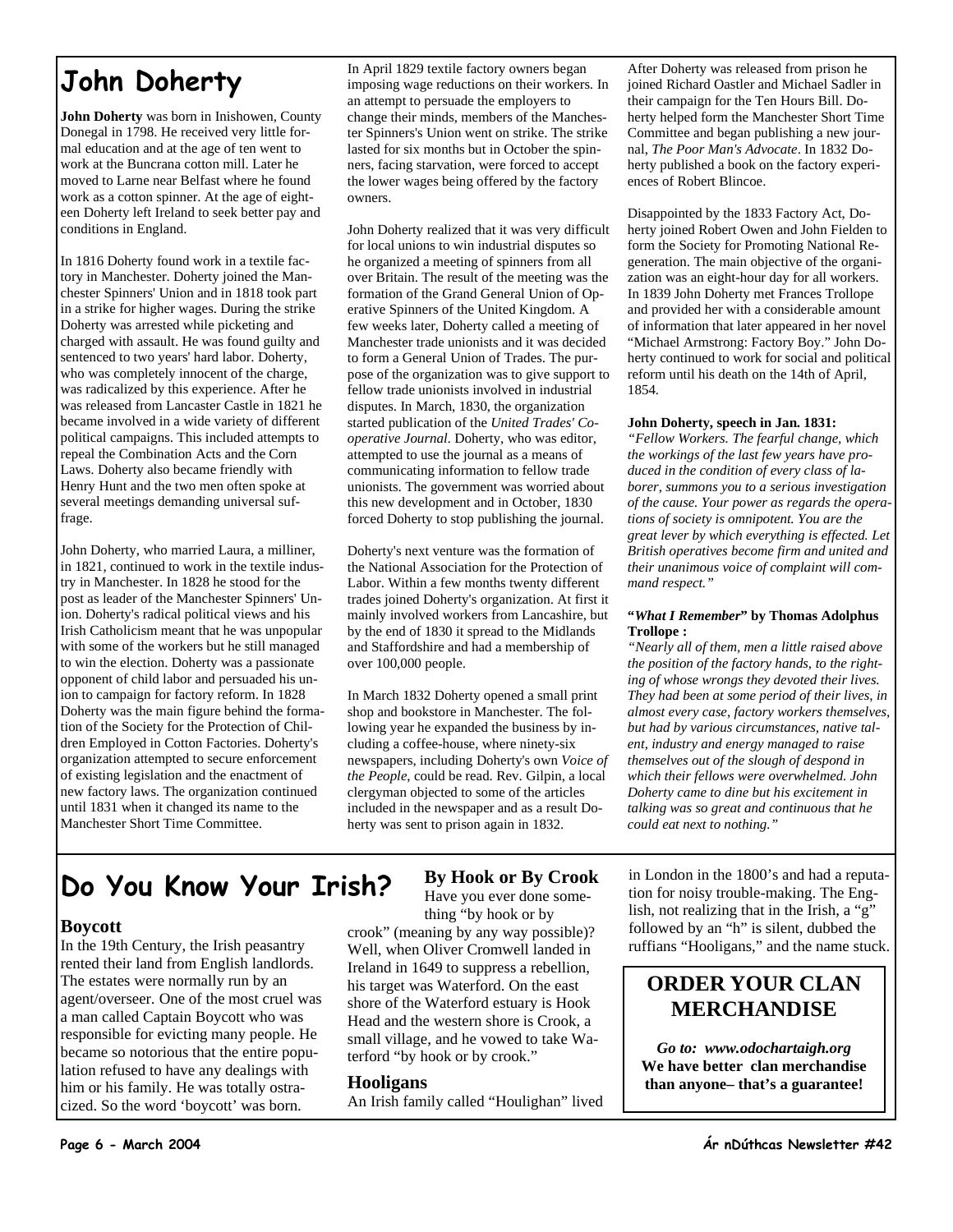# John Doherty

**John Doherty** was born in Inishowen, County Donegal in 1798. He received very little formal education and at the age of ten went to work at the Buncrana cotton mill. Later he moved to Larne near Belfast where he found work as a cotton spinner. At the age of eighteen Doherty left Ireland to seek better pay and conditions in England.

In 1816 Doherty found work in a textile factory in Manchester. Doherty joined the Manchester Spinners' Union and in 1818 took part in a strike for higher wages. During the strike Doherty was arrested while picketing and charged with assault. He was found guilty and sentenced to two years' hard labor. Doherty, who was completely innocent of the charge, was radicalized by this experience. After he was released from Lancaster Castle in 1821 he became involved in a wide variety of different political campaigns. This included attempts to repeal the Combination Acts and the Corn Laws. Doherty also became friendly with Henry Hunt and the two men often spoke at several meetings demanding universal suffrage.

John Doherty, who married Laura, a milliner, in 1821, continued to work in the textile industry in Manchester. In 1828 he stood for the post as leader of the Manchester Spinners' Union. Doherty's radical political views and his Irish Catholicism meant that he was unpopular with some of the workers but he still managed to win the election. Doherty was a passionate opponent of child labor and persuaded his union to campaign for factory reform. In 1828 Doherty was the main figure behind the formation of the Society for the Protection of Children Employed in Cotton Factories. Doherty's organization attempted to secure enforcement of existing legislation and the enactment of new factory laws. The organization continued until 1831 when it changed its name to the Manchester Short Time Committee.

In April 1829 textile factory owners began imposing wage reductions on their workers. In an attempt to persuade the employers to change their minds, members of the Manchester Spinners's Union went on strike. The strike lasted for six months but in October the spinners, facing starvation, were forced to accept the lower wages being offered by the factory owners.

John Doherty realized that it was very difficult for local unions to win industrial disputes so he organized a meeting of spinners from all over Britain. The result of the meeting was the formation of the Grand General Union of Operative Spinners of the United Kingdom. A few weeks later, Doherty called a meeting of Manchester trade unionists and it was decided to form a General Union of Trades. The purpose of the organization was to give support to fellow trade unionists involved in industrial disputes. In March, 1830, the organization started publication of the *United Trades' Cooperative Journal*. Doherty, who was editor, attempted to use the journal as a means of communicating information to fellow trade unionists. The government was worried about this new development and in October, 1830 forced Doherty to stop publishing the journal.

Doherty's next venture was the formation of the National Association for the Protection of Labor. Within a few months twenty different trades joined Doherty's organization. At first it mainly involved workers from Lancashire, but by the end of 1830 it spread to the Midlands and Staffordshire and had a membership of over 100,000 people.

In March 1832 Doherty opened a small print shop and bookstore in Manchester. The following year he expanded the business by including a coffee-house, where ninety-six newspapers, including Doherty's own *Voice of the People*, could be read. Rev. Gilpin, a local clergyman objected to some of the articles included in the newspaper and as a result Doherty was sent to prison again in 1832.

After Doherty was released from prison he joined Richard Oastler and Michael Sadler in their campaign for the Ten Hours Bill. Doherty helped form the Manchester Short Time Committee and began publishing a new journal, *The Poor Man's Advocate*. In 1832 Doherty published a book on the factory experiences of Robert Blincoe.

Disappointed by the 1833 Factory Act, Doherty joined Robert Owen and John Fielden to form the Society for Promoting National Regeneration. The main objective of the organization was an eight-hour day for all workers. In 1839 John Doherty met Frances Trollope and provided her with a considerable amount of information that later appeared in her novel "Michael Armstrong: Factory Boy." John Doherty continued to work for social and political reform until his death on the 14th of April, 1854.

**John Doherty, speech in Jan. 1831:**

*"Fellow Workers. The fearful change, which the workings of the last few years have produced in the condition of every class of laborer, summons you to a serious investigation of the cause. Your power as regards the operations of society is omnipotent. You are the great lever by which everything is effected. Let British operatives become firm and united and their unanimous voice of complaint will command respect."*

**"*What I Remember*" by Thomas Adolphus Trollope :**

*"Nearly all of them, men a little raised above the position of the factory hands, to the righting of whose wrongs they devoted their lives. They had been at some period of their lives, in almost every case, factory workers themselves, but had by various circumstances, native talent, industry and energy managed to raise themselves out of the slough of despond in which their fellows were overwhelmed. John Doherty came to dine but his excitement in talking was so great and continuous that he could eat next to nothing."*

# Do You Know Your Irish?

### Boycott

In the 19th Century, the Irish peasantry rented their land from English landlords. The estates were normally run by an agent/overseer. One of the most cruel was a man called Captain Boycott who was responsible for evicting many people. He became so notorious that the entire population refused to have any dealings with him or his family. He was totally ostracized. So the word 'boycott' was born.

### By Hook or By Crook

Have you ever done something "by hook or by crook" (meaning by any way possible)? Well, when Oliver Cromwell landed in Ireland in 1649 to suppress a rebellion, his target was Waterford. On the east shore of the Waterford estuary is Hook Head and the western shore is Crook, a small village, and he vowed to take Waterford "by hook or by crook."

### Hooligans

An Irish family called "Houlighan" lived in London in the 1800's and had a reputation for noisy trouble-making. The English, not realizing that in the Irish, a "g" followed by an "h" is silent, dubbed the ruffians "Hooligans," and the name stuck.

## ORDER YOUR CLAN MERCHANDISE

*Go to: www.odochartaigh.org*

**We have better clan merchandise than anyone– that's a guarantee!**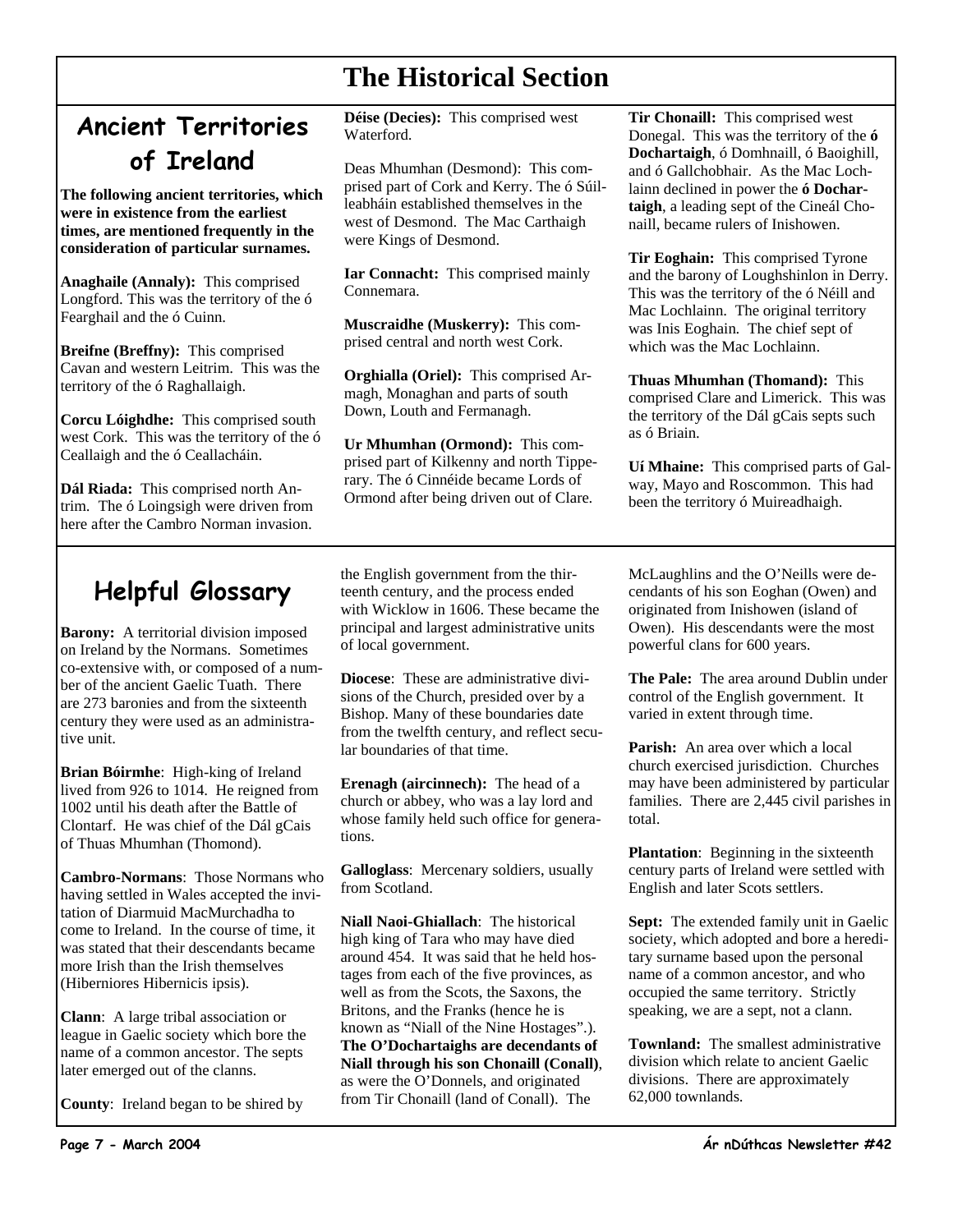# The Historical Section

## Ancient Territories of Ireland

**The following ancient territories, which were in existence from the earliest times, are mentioned frequently in the consideration of particular surnames.**

**Anaghaile (Annaly):** This comprised Longford. This was the territory of the ó Fearghail and the ó Cuinn.

**Breifne (Breffny):** This comprised Cavan and western Leitrim. This was the territory of the ó Raghallaigh.

**Corcu Lóighdhe:** This comprised south west Cork. This was the territory of the ó Ceallaigh and the ó Ceallacháin.

**Dál Riada:** This comprised north Antrim. The ó Loingsigh were driven from here after the Cambro Norman invasion.

**Déise (Decies):** This comprised west Waterford.

Deas Mhumhan (Desmond): This comprised part of Cork and Kerry. The ó Súilleabháin established themselves in the west of Desmond. The Mac Carthaigh were Kings of Desmond.

**Iar Connacht:** This comprised mainly Connemara.

**Muscraidhe (Muskerry):** This comprised central and north west Cork.

**Orghialla (Oriel):** This comprised Armagh, Monaghan and parts of south Down, Louth and Fermanagh.

**Ur Mhumhan (Ormond):** This comprised part of Kilkenny and north Tipperary. The ó Cinnéide became Lords of Ormond after being driven out of Clare.

**Tir Chonaill:** This comprised west Donegal. This was the territory of the **ó Dochartaigh**, ó Domhnaill, ó Baoighill, and ó Gallchobhair. As the Mac Lochlainn declined in power the **ó Dochartaigh**, a leading sept of the Cineál Chonaill, became rulers of Inishowen.

**Tir Eoghain:** This comprised Tyrone and the barony of Loughshinlon in Derry. This was the territory of the ó Néill and Mac Lochlainn. The original territory was Inis Eoghain. The chief sept of which was the Mac Lochlainn.

**Thuas Mhumhan (Thomond):** This comprised Clare and Limerick. This was the territory of the Dál gCais septs such as ó Briain.

**Uí Mhaine:** This comprised parts of Galway, Mayo and Roscommon. This had been the territory ó Muireadhaigh.

## Helpful Glossary

**Barony:** A territorial division imposed on Ireland by the Normans. Sometimes co-extensive with, or composed of a number of the ancient Gaelic Tuath. There are 273 baronies and from the sixteenth century they were used as an administrative unit.

**Brian Bóirmhe**: High-king of Ireland lived from 926 to 1014. He reigned from 1002 until his death after the Battle of Clontarf. He was chief of the Dál gCais of Thuas Mhumhan (Thomond).

**Cambro-Normans**: Those Normans who having settled in Wales accepted the invitation of Diarmuid MacMurchadha to come to Ireland. In the course of time, it was stated that their descendants became more Irish than the Irish themselves (Hiberniores Hibernicis ipsis).

**Clann**: A large tribal association or league in Gaelic society which bore the name of a common ancestor. The septs later emerged out of the clanns.

**County**: Ireland began to be shired by the English government from the thirteenth century, and the process ended with Wicklow in 1606. These became the principal and largest administrative units of local government.

**Diocese**: These are administrative divisions of the Church, presided over by a Bishop. Many of these boundaries date from the twelfth century, and reflect secular boundaries of that time.

**Erenagh (aircinnech):** The head of a church or abbey, who was a lay lord and whose family held such office for generations.

**Galloglass**: Mercenary soldiers, usually from Scotland.

**Niall Naoi-Ghiallach**: The historical high king of Tara who may have died around 454. It was said that he held hostages from each of the five provinces, as well as from the Scots, the Saxons, the Britons, and the Franks (hence he is known as "Niall of the Nine Hostages".). **The O'Dochartaighs are decendants of Niall through his son Chonaill (Conall)**, as were the O'Donnels, and originated from Tir Chonaill (land of Conall). The McLaughlins and the O'Neills were decendants of his son Eoghan (Owen) and originated from Inishowen (island of Owen). His descendants were the most powerful clans for 600 years.

**The Pale:** The area around Dublin under control of the English government. It varied in extent through time.

**Parish:** An area over which a local church exercised jurisdiction. Churches may have been administered by particular families. There are 2,445 civil parishes in total.

**Plantation**: Beginning in the sixteenth century parts of Ireland were settled with English and later Scots settlers.

**Sept:** The extended family unit in Gaelic society, which adopted and bore a hereditary surname based upon the personal name of a common ancestor, and who occupied the same territory. Strictly speaking, we are a sept, not a clann.

**Townland:** The smallest administrative division which relate to ancient Gaelic divisions. There are approximately 62,000 townlands.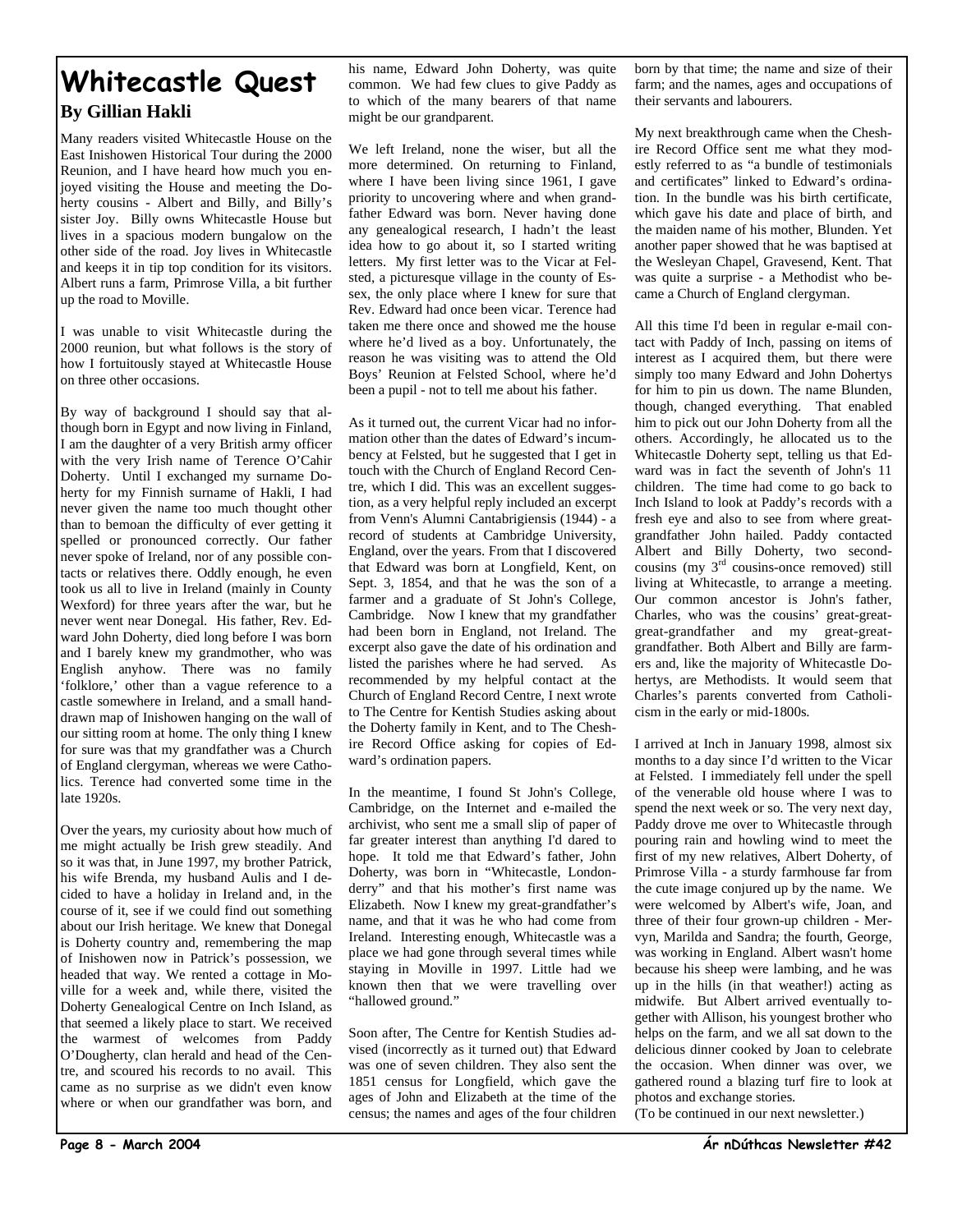# Whitecastle Quest

**By Gillian Hakli**

Many readers visited Whitecastle House on the East Inishowen Historical Tour during the 2000 Reunion, and I have heard how much you enjoyed visiting the House and meeting the Doherty cousins - Albert and Billy, and Billy's sister Joy. Billy owns Whitecastle House but lives in a spacious modern bungalow on the other side of the road. Joy lives in Whitecastle and keeps it in tip top condition for its visitors. Albert runs a farm, Primrose Villa, a bit further up the road to Moville.

I was unable to visit Whitecastle during the 2000 reunion, but what follows is the story of how I fortuitously stayed at Whitecastle House on three other occasions.

By way of background I should say that although born in Egypt and now living in Finland, I am the daughter of a very British army officer with the very Irish name of Terence O'Cahir Doherty. Until I exchanged my surname Doherty for my Finnish surname of Hakli, I had never given the name too much thought other than to bemoan the difficulty of ever getting it spelled or pronounced correctly. Our father never spoke of Ireland, nor of any possible contacts or relatives there. Oddly enough, he even took us all to live in Ireland (mainly in County Wexford) for three years after the war, but he never went near Donegal. His father, Rev. Edward John Doherty, died long before I was born and I barely knew my grandmother, who was English anyhow. There was no family 'folklore,' other than a vague reference to a castle somewhere in Ireland, and a small hand-drawn map of Inishowen hanging on the wall of our sitting room at home. The only thing I knew for sure was that my grandfather was a Church of England clergyman, whereas we were Catholics. Terence had converted some time in the late 1920s.

Over the years, my curiosity about how much of me might actually be Irish grew steadily. And so it was that, in June 1997, my brother Patrick, his wife Brenda, my husband Aulis and I decided to have a holiday in Ireland and, in the course of it, see if we could find out something about our Irish heritage. We knew that Donegal is Doherty country and, remembering the map of Inishowen now in Patrick's possession, we headed that way. We rented a cottage in Moville for a week and, while there, visited the Doherty Genealogical Centre on Inch Island, as that seemed a likely place to start. We received the warmest of welcomes from Paddy O'Dougherty, clan herald and head of the Centre, and scoured his records to no avail. This came as no surprise as we didn't even know where or when our grandfather was born, and his name, Edward John Doherty, was quite common. We had few clues to give Paddy as to which of the many bearers of that name might be our grandparent.

We left Ireland, none the wiser, but all the more determined. On returning to Finland, where I have been living since 1961, I gave priority to uncovering where and when grandfather Edward was born. Never having done any genealogical research, I hadn't the least idea how to go about it, so I started writing letters. My first letter was to the Vicar at Felsted, a picturesque village in the county of Essex, the only place where I knew for sure that Rev. Edward had once been vicar. Terence had taken me there once and showed me the house where he'd lived as a boy. Unfortunately, the reason he was visiting was to attend the Old Boys' Reunion at Felsted School, where he'd been a pupil - not to tell me about his father.

As it turned out, the current Vicar had no information other than the dates of Edward's incumbency at Felsted, but he suggested that I get in touch with the Church of England Record Centre, which I did. This was an excellent suggestion, as a very helpful reply included an excerpt from Venn's Alumni Cantabrigiensis (1944) - a record of students at Cambridge University, England, over the years. From that I discovered that Edward was born at Longfield, Kent, on Sept. 3, 1854, and that he was the son of a farmer and a graduate of St John's College, Cambridge. Now I knew that my grandfather had been born in England, not Ireland. The excerpt also gave the date of his ordination and listed the parishes where he had served. As recommended by my helpful contact at the Church of England Record Centre, I next wrote to The Centre for Kentish Studies asking about the Doherty family in Kent, and to The Cheshire Record Office asking for copies of Edward's ordination papers.

In the meantime, I found St John's College, Cambridge, on the Internet and e-mailed the archivist, who sent me a small slip of paper of far greater interest than anything I'd dared to hope. It told me that Edward's father, John Doherty, was born in "Whitecastle, Londonderry" and that his mother's first name was Elizabeth. Now I knew my great-grandfather's name, and that it was he who had come from Ireland. Interesting enough, Whitecastle was a place we had gone through several times while staying in Moville in 1997. Little had we known then that we were travelling over "hallowed ground."

Soon after, The Centre for Kentish Studies advised (incorrectly as it turned out) that Edward was one of seven children. They also sent the 1851 census for Longfield, which gave the ages of John and Elizabeth at the time of the census; the names and ages of the four children born by that time; the name and size of their farm; and the names, ages and occupations of their servants and labourers.

My next breakthrough came when the Cheshire Record Office sent me what they modestly referred to as "a bundle of testimonials and certificates" linked to Edward's ordination. In the bundle was his birth certificate, which gave his date and place of birth, and the maiden name of his mother, Blunden. Yet another paper showed that he was baptised at the Wesleyan Chapel, Gravesend, Kent. That was quite a surprise - a Methodist who became a Church of England clergyman.

All this time I'd been in regular e-mail contact with Paddy of Inch, passing on items of interest as I acquired them, but there were simply too many Edward and John Dohertys for him to pin us down. The name Blunden, though, changed everything. That enabled him to pick out our John Doherty from all the others. Accordingly, he allocated us to the Whitecastle Doherty sept, telling us that Edward was in fact the seventh of John's 11 children. The time had come to go back to Inch Island to look at Paddy's records with a fresh eye and also to see from where great-grandfather John hailed. Paddy contacted Albert and Billy Doherty, two second-cousins (my 3rd cousins-once removed) still living at Whitecastle, to arrange a meeting. Our common ancestor is John's father, Charles, who was the cousins' great-great-great-grandfather and my great-great-grandfather. Both Albert and Billy are farmers and, like the majority of Whitecastle Dohertys, are Methodists. It would seem that Charles's parents converted from Catholicism in the early or mid-1800s.

I arrived at Inch in January 1998, almost six months to a day since I'd written to the Vicar at Felsted. I immediately fell under the spell of the venerable old house where I was to spend the next week or so. The very next day, Paddy drove me over to Whitecastle through pouring rain and howling wind to meet the first of my new relatives, Albert Doherty, of Primrose Villa - a sturdy farmhouse far from the cute image conjured up by the name. We were welcomed by Albert's wife, Joan, and three of their four grown-up children - Mervyn, Marilda and Sandra; the fourth, George, was working in England. Albert wasn't home because his sheep were lambing, and he was up in the hills (in that weather!) acting as midwife. But Albert arrived eventually together with Allison, his youngest brother who helps on the farm, and we all sat down to the delicious dinner cooked by Joan to celebrate the occasion. When dinner was over, we gathered round a blazing turf fire to look at photos and exchange stories.

(To be continued in our next newsletter.)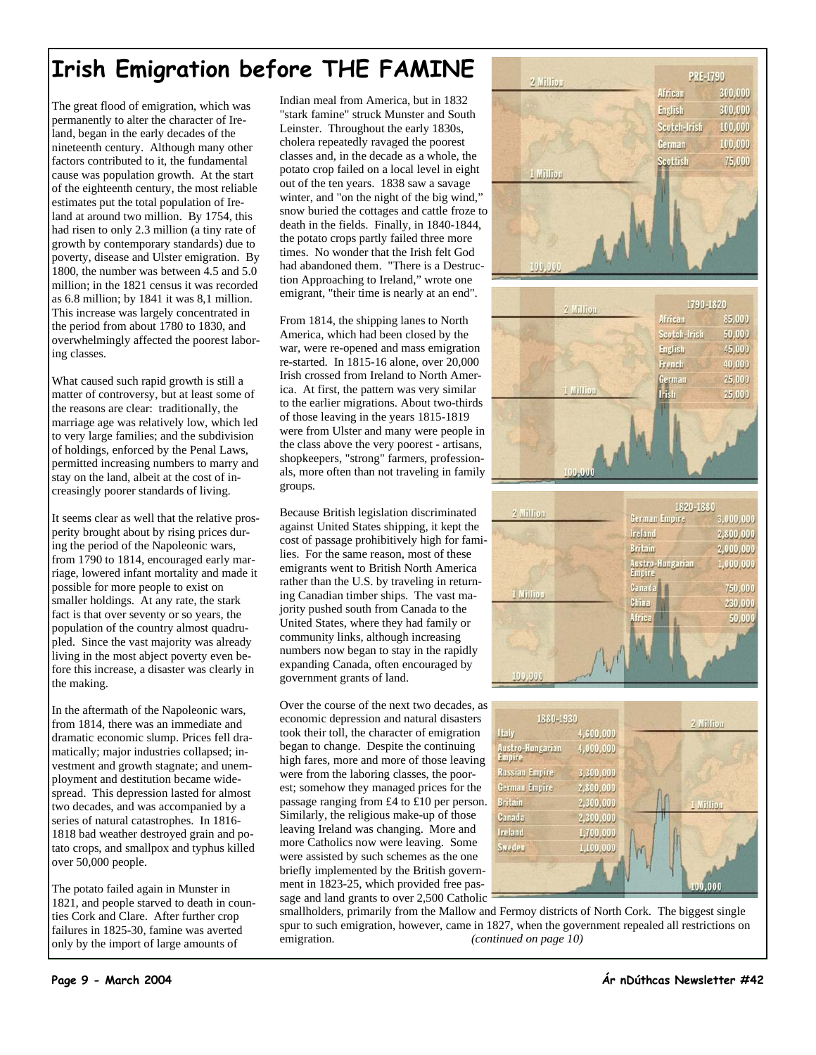# Irish Emigration before THE FAMINE

The great flood of emigration, which was permanently to alter the character of Ireland, began in the early decades of the nineteenth century. Although many other factors contributed to it, the fundamental cause was population growth. At the start of the eighteenth century, the most reliable estimates put the total population of Ireland at around two million. By 1754, this had risen to only 2.3 million (a tiny rate of growth by contemporary standards) due to poverty, disease and Ulster emigration. By 1800, the number was between 4.5 and 5.0 million; in the 1821 census it was recorded as 6.8 million; by 1841 it was 8,1 million. This increase was largely concentrated in the period from about 1780 to 1830, and overwhelmingly affected the poorest laboring classes.

What caused such rapid growth is still a matter of controversy, but at least some of the reasons are clear: traditionally, the marriage age was relatively low, which led to very large families; and the subdivision of holdings, enforced by the Penal Laws, permitted increasing numbers to marry and stay on the land, albeit at the cost of increasingly poorer standards of living.

It seems clear as well that the relative prosperity brought about by rising prices during the period of the Napoleonic wars, from 1790 to 1814, encouraged early marriage, lowered infant mortality and made it possible for more people to exist on smaller holdings. At any rate, the stark fact is that over seventy or so years, the population of the country almost quadrupled. Since the vast majority was already living in the most abject poverty even before this increase, a disaster was clearly in the making.

In the aftermath of the Napoleonic wars, from 1814, there was an immediate and dramatic economic slump. Prices fell dramatically; major industries collapsed; investment and growth stagnate; and unemployment and destitution became widespread. This depression lasted for almost two decades, and was accompanied by a series of natural catastrophes. In 1816-1818 bad weather destroyed grain and potato crops, and smallpox and typhus killed over 50,000 people.

The potato failed again in Munster in 1821, and people starved to death in counties Cork and Clare. After further crop failures in 1825-30, famine was averted only by the import of large amounts of Indian meal from America, but in 1832 "stark famine" struck Munster and South Leinster. Throughout the early 1830s, cholera repeatedly ravaged the poorest classes and, in the decade as a whole, the potato crop failed on a local level in eight out of the ten years. 1838 saw a savage winter, and "on the night of the big wind," snow buried the cottages and cattle froze to death in the fields. Finally, in 1840-1844, the potato crops partly failed three more times. No wonder that the Irish felt God had abandoned them. "There is a Destruction Approaching to Ireland," wrote one emigrant, "their time is nearly at an end".

From 1814, the shipping lanes to North America, which had been closed by the war, were re-opened and mass emigration re-started. In 1815-16 alone, over 20,000 Irish crossed from Ireland to North America. At first, the pattern was very similar to the earlier migrations. About two-thirds of those leaving in the years 1815-1819 were from Ulster and many were people in the class above the very poorest - artisans, shopkeepers, "strong" farmers, professionals, more often than not traveling in family groups.

Because British legislation discriminated against United States shipping, it kept the cost of passage prohibitively high for families. For the same reason, most of these emigrants went to British North America rather than the U.S. by traveling in returning Canadian timber ships. The vast majority pushed south from Canada to the United States, where they had family or community links, although increasing numbers now began to stay in the rapidly expanding Canada, often encouraged by government grants of land.

Over the course of the next two decades, as economic depression and natural disasters took their toll, the character of emigration began to change. Despite the continuing high fares, more and more of those leaving were from the laboring classes, the poorest; somehow they managed prices for the passage ranging from £4 to £10 per person. Similarly, the religious make-up of those leaving Ireland was changing. More and more Catholics now were leaving. Some were assisted by such schemes as the one briefly implemented by the British government in 1823-25, which provided free passage and land grants to over 2,500 Catholic smallholders, primarily from the Mallow and Fermoy districts of North Cork. The biggest single spur to such emigration, however, came in 1827, when the government repealed all restrictions on emigration. *(continued on page 10)*

| PRE-1790 | |
|---|---|
| African | 300,000 |
| English | 300,000 |
| Scotch-Irish | 100,000 |
| German | 100,000 |
| Scottish | 75,000 |

| 1790-1820 | |
|---|---|
| African | 85,000 |
| Scotch-Irish | 50,000 |
| English | 45,000 |
| French | 40,000 |
| German | 25,000 |
| Irish | 25,000 |

| 1820-1880 | |
|---|---|
| German Empire | 3,000,000 |
| Ireland | 2,800,000 |
| Britain | 2,000,000 |
| Austro-Hungarian Empire | 1,000,000 |
| Canada | 750,000 |
| China | 230,000 |
| Africa | 50,000 |

| 1880-1930 | |
|---|---|
| Italy | 4,600,000 |
| Austro-Hungarian Empire | 4,000,000 |
| Russian Empire | 3,300,000 |
| German Empire | 2,800,000 |
| Britain | 2,300,000 |
| Canada | 2,300,000 |
| Ireland | 1,700,000 |
| Sweden | 1,100,000 |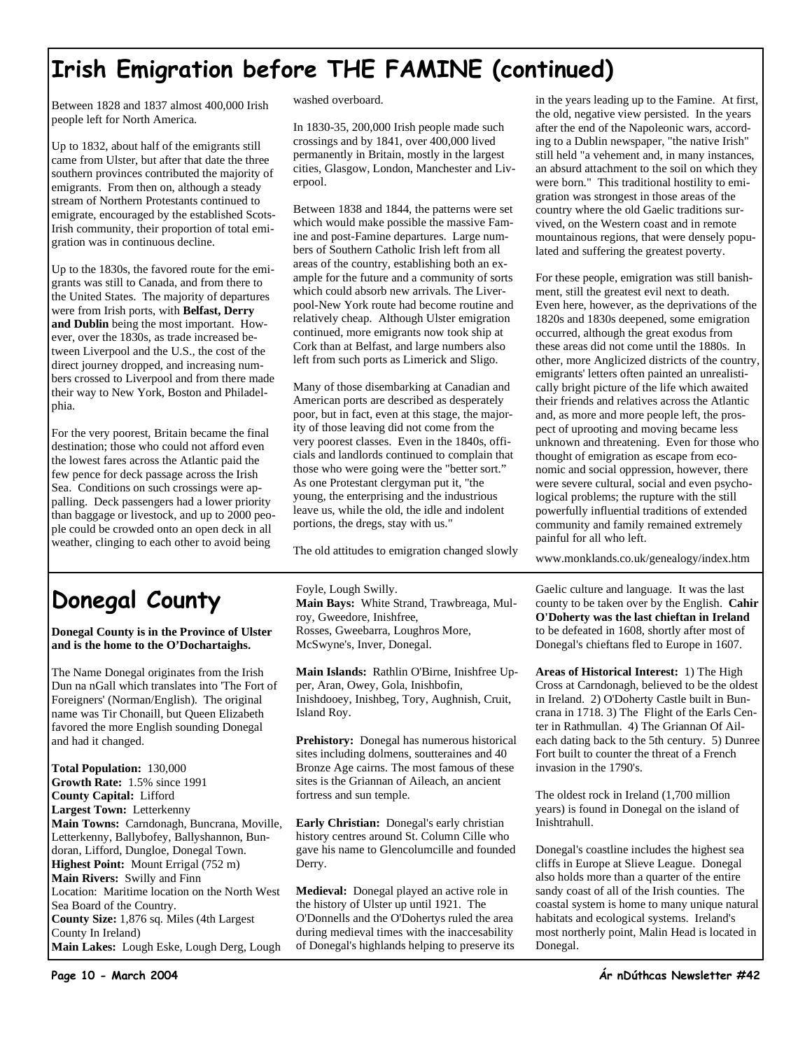# Irish Emigration before THE FAMINE (continued)

Between 1828 and 1837 almost 400,000 Irish people left for North America.

Up to 1832, about half of the emigrants still came from Ulster, but after that date the three southern provinces contributed the majority of emigrants. From then on, although a steady stream of Northern Protestants continued to emigrate, encouraged by the established Scots-Irish community, their proportion of total emigration was in continuous decline.

Up to the 1830s, the favored route for the emigrants was still to Canada, and from there to the United States. The majority of departures were from Irish ports, with **Belfast, Derry and Dublin** being the most important. However, over the 1830s, as trade increased between Liverpool and the U.S., the cost of the direct journey dropped, and increasing numbers crossed to Liverpool and from there made their way to New York, Boston and Philadelphia.

For the very poorest, Britain became the final destination; those who could not afford even the lowest fares across the Atlantic paid the few pence for deck passage across the Irish Sea. Conditions on such crossings were appalling. Deck passengers had a lower priority than baggage or livestock, and up to 2000 people could be crowded onto an open deck in all weather, clinging to each other to avoid being washed overboard.

In 1830-35, 200,000 Irish people made such crossings and by 1841, over 400,000 lived permanently in Britain, mostly in the largest cities, Glasgow, London, Manchester and Liverpool.

Between 1838 and 1844, the patterns were set which would make possible the massive Famine and post-Famine departures. Large numbers of Southern Catholic Irish left from all areas of the country, establishing both an example for the future and a community of sorts which could absorb new arrivals. The Liverpool-New York route had become routine and relatively cheap. Although Ulster emigration continued, more emigrants now took ship at Cork than at Belfast, and large numbers also left from such ports as Limerick and Sligo.

Many of those disembarking at Canadian and American ports are described as desperately poor, but in fact, even at this stage, the majority of those leaving did not come from the very poorest classes. Even in the 1840s, officials and landlords continued to complain that those who were going were the "better sort." As one Protestant clergyman put it, "the young, the enterprising and the industrious leave us, while the old, the idle and indolent portions, the dregs, stay with us."

The old attitudes to emigration changed slowly in the years leading up to the Famine. At first, the old, negative view persisted. In the years after the end of the Napoleonic wars, according to a Dublin newspaper, "the native Irish" still held "a vehement and, in many instances, an absurd attachment to the soil on which they were born." This traditional hostility to emigration was strongest in those areas of the country where the old Gaelic traditions survived, on the Western coast and in remote mountainous regions, that were densely populated and suffering the greatest poverty.

For these people, emigration was still banishment, still the greatest evil next to death. Even here, however, as the deprivations of the 1820s and 1830s deepened, some emigration occurred, although the great exodus from these areas did not come until the 1880s. In other, more Anglicized districts of the country, emigrants' letters often painted an unrealistically bright picture of the life which awaited their friends and relatives across the Atlantic and, as more and more people left, the prospect of uprooting and moving became less unknown and threatening. Even for those who thought of emigration as escape from economic and social oppression, however, there were severe cultural, social and even psychological problems; the rupture with the still powerfully influential traditions of extended community and family remained extremely painful for all who left.

www.monklands.co.uk/genealogy/index.htm

# Donegal County

**Donegal County is in the Province of Ulster and is the home to the O'Dochartaighs.**

The Name Donegal originates from the Irish Dun na nGall which translates into 'The Fort of Foreigners' (Norman/English). The original name was Tir Chonaill, but Queen Elizabeth favored the more English sounding Donegal and had it changed.

**Total Population:** 130,000
**Growth Rate:** 1.5% since 1991
**County Capital:** Lifford
**Largest Town:** Letterkenny
**Main Towns:** Carndonagh, Buncrana, Moville, Letterkenny, Ballybofey, Ballyshannon, Bundoran, Lifford, Dungloe, Donegal Town.
**Highest Point:** Mount Errigal (752 m)
**Main Rivers:** Swilly and Finn
Location: Maritime location on the North West Sea Board of the Country.
**County Size:** 1,876 sq. Miles (4th Largest County In Ireland)
**Main Lakes:** Lough Eske, Lough Derg, Lough Foyle, Lough Swilly.
**Main Bays:** White Strand, Trawbreaga, Mulroy, Gweedore, Inishfree, Rosses, Gweebarra, Loughros More, McSwyne's, Inver, Donegal.

**Main Islands:** Rathlin O'Birne, Inishfree Upper, Aran, Owey, Gola, Inishbofin, Inishdooey, Inishbeg, Tory, Aughnish, Cruit, Island Roy.

**Prehistory:** Donegal has numerous historical sites including dolmens, soutteraines and 40 Bronze Age cairns. The most famous of these sites is the Griannan of Aileach, an ancient fortress and sun temple.

**Early Christian:** Donegal's early christian history centres around St. Column Cille who gave his name to Glencolumcille and founded Derry.

**Medieval:** Donegal played an active role in the history of Ulster up until 1921. The O'Donnells and the O'Dohertys ruled the area during medieval times with the inaccesability of Donegal's highlands helping to preserve its Gaelic culture and language. It was the last county to be taken over by the English. **Cahir O'Doherty was the last chieftan in Ireland** to be defeated in 1608, shortly after most of Donegal's chieftans fled to Europe in 1607.

**Areas of Historical Interest:** 1) The High Cross at Carndonagh, believed to be the oldest in Ireland. 2) O'Doherty Castle built in Buncrana in 1718. 3) The Flight of the Earls Center in Rathmullan. 4) The Griannan Of Aileach dating back to the 5th century. 5) Dunree Fort built to counter the threat of a French invasion in the 1790's.

The oldest rock in Ireland (1,700 million years) is found in Donegal on the island of Inishtrahull.

Donegal's coastline includes the highest sea cliffs in Europe at Slieve League. Donegal also holds more than a quarter of the entire sandy coast of all of the Irish counties. The coastal system is home to many unique natural habitats and ecological systems. Ireland's most northerly point, Malin Head is located in Donegal.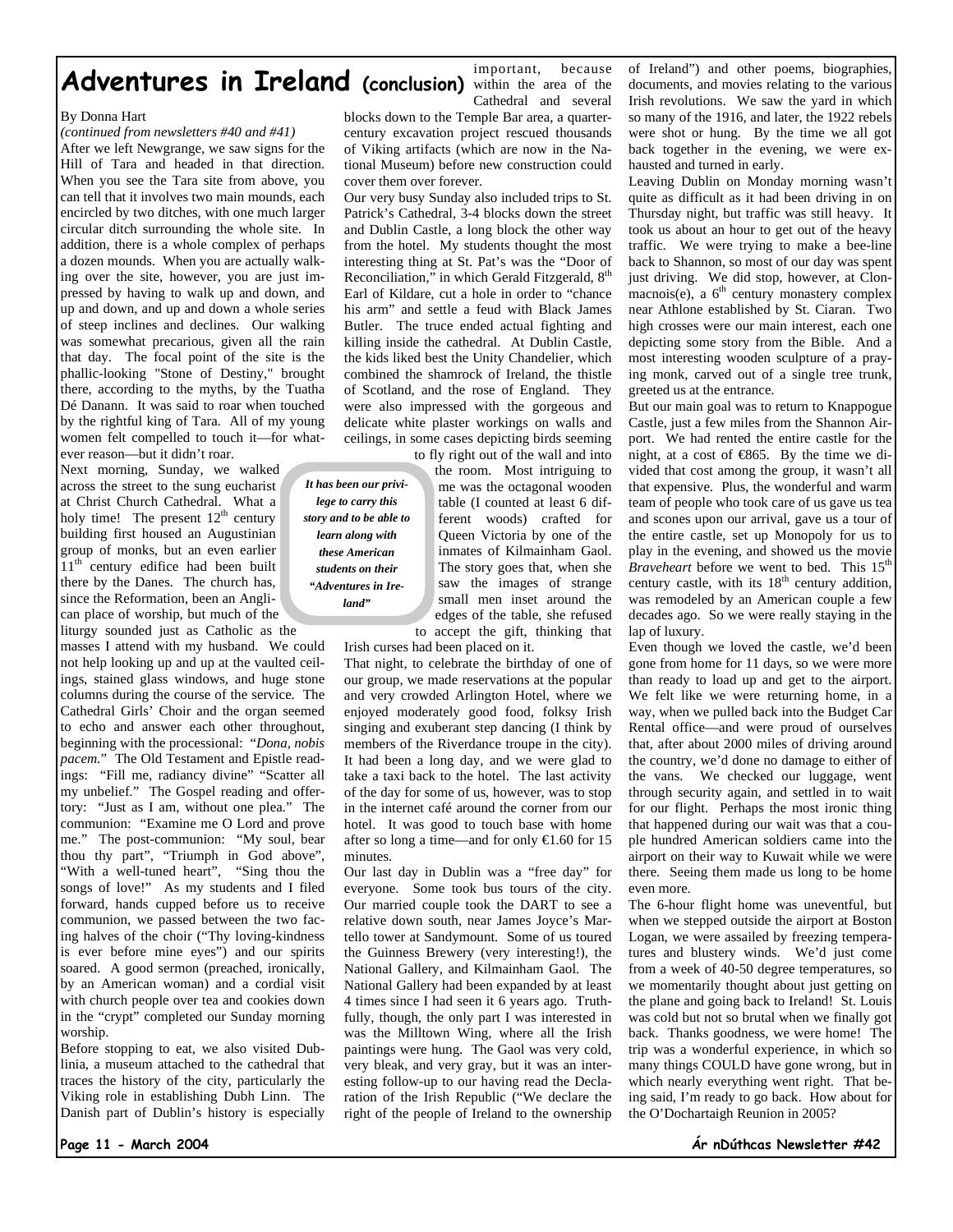# Adventures in Ireland (conclusion)

By Donna Hart

*(continued from newsletters #40 and #41)*

After we left Newgrange, we saw signs for the Hill of Tara and headed in that direction. When you see the Tara site from above, you can tell that it involves two main mounds, each encircled by two ditches, with one much larger circular ditch surrounding the whole site. In addition, there is a whole complex of perhaps a dozen mounds. When you are actually walking over the site, however, you are just impressed by having to walk up and down, and up and down, and up and down a whole series of steep inclines and declines. Our walking was somewhat precarious, given all the rain that day. The focal point of the site is the phallic-looking "Stone of Destiny," brought there, according to the myths, by the Tuatha Dé Danann. It was said to roar when touched by the rightful king of Tara. All of my young women felt compelled to touch it—for whatever reason—but it didn't roar.

Next morning, Sunday, we walked across the street to the sung eucharist at Christ Church Cathedral. What a holy time! The present 12th century building first housed an Augustinian group of monks, but an even earlier 11th century edifice had been built there by the Danes. The church has, since the Reformation, been an Anglican place of worship, but much of the liturgy sounded just as Catholic as the masses I attend with my husband. We could not help looking up and up at the vaulted ceilings, stained glass windows, and huge stone columns during the course of the service. The Cathedral Girls' Choir and the organ seemed to echo and answer each other throughout, beginning with the processional: "*Dona, nobis pacem.*" The Old Testament and Epistle readings: "Fill me, radiancy divine" "Scatter all my unbelief." The Gospel reading and offertory: "Just as I am, without one plea." The communion: "Examine me O Lord and prove me." The post-communion: "My soul, bear thou thy part", "Triumph in God above", "With a well-tuned heart", "Sing thou the songs of love!" As my students and I filed forward, hands cupped before us to receive communion, we passed between the two facing halves of the choir ("Thy loving-kindness is ever before mine eyes") and our spirits soared. A good sermon (preached, ironically, by an American woman) and a cordial visit with church people over tea and cookies down in the "crypt" completed our Sunday morning worship.

Before stopping to eat, we also visited Dublinia, a museum attached to the cathedral that traces the history of the city, particularly the Viking role in establishing Dubh Linn. The Danish part of Dublin's history is especially important, because within the area of the Cathedral and several blocks down to the Temple Bar area, a quarter-century excavation project rescued thousands of Viking artifacts (which are now in the National Museum) before new construction could cover them over forever.

Our very busy Sunday also included trips to St. Patrick's Cathedral, 3-4 blocks down the street and Dublin Castle, a long block the other way from the hotel. My students thought the most interesting thing at St. Pat's was the "Door of Reconciliation," in which Gerald Fitzgerald, 8th Earl of Kildare, cut a hole in order to "chance his arm" and settle a feud with Black James Butler. The truce ended actual fighting and killing inside the cathedral. At Dublin Castle, the kids liked best the Unity Chandelier, which combined the shamrock of Ireland, the thistle of Scotland, and the rose of England. They were also impressed with the gorgeous and delicate white plaster workings on walls and ceilings, in some cases depicting birds seeming to fly right out of the wall and into the room. Most intriguing to me was the octagonal wooden table (I counted at least 6 different woods) crafted for Queen Victoria by one of the inmates of Kilmainham Gaol. The story goes that, when she saw the images of strange small men inset around the edges of the table, she refused to accept the gift, thinking that Irish curses had been placed on it.

> ***It has been our privilege to carry this story and to be able to learn along with these American students on their "Adventures in Ireland"***

That night, to celebrate the birthday of one of our group, we made reservations at the popular and very crowded Arlington Hotel, where we enjoyed moderately good food, folksy Irish singing and exuberant step dancing (I think by members of the Riverdance troupe in the city). It had been a long day, and we were glad to take a taxi back to the hotel. The last activity of the day for some of us, however, was to stop in the internet café around the corner from our hotel. It was good to touch base with home after so long a time—and for only €1.60 for 15 minutes.

Our last day in Dublin was a "free day" for everyone. Some took bus tours of the city. Our married couple took the DART to see a relative down south, near James Joyce's Martello tower at Sandymount. Some of us toured the Guinness Brewery (very interesting!), the National Gallery, and Kilmainham Gaol. The National Gallery had been expanded by at least 4 times since I had seen it 6 years ago. Truthfully, though, the only part I was interested in was the Milltown Wing, where all the Irish paintings were hung. The Gaol was very cold, very bleak, and very gray, but it was an interesting follow-up to our having read the Declaration of the Irish Republic ("We declare the right of the people of Ireland to the ownership of Ireland") and other poems, biographies, documents, and movies relating to the various Irish revolutions. We saw the yard in which so many of the 1916, and later, the 1922 rebels were shot or hung. By the time we all got back together in the evening, we were exhausted and turned in early.

Leaving Dublin on Monday morning wasn't quite as difficult as it had been driving in on Thursday night, but traffic was still heavy. It took us about an hour to get out of the heavy traffic. We were trying to make a bee-line back to Shannon, so most of our day was spent just driving. We did stop, however, at Clonmacnois(e), a 6th century monastery complex near Athlone established by St. Ciaran. Two high crosses were our main interest, each one depicting some story from the Bible. And a most interesting wooden sculpture of a praying monk, carved out of a single tree trunk, greeted us at the entrance.

But our main goal was to return to Knappogue Castle, just a few miles from the Shannon Airport. We had rented the entire castle for the night, at a cost of €865. By the time we divided that cost among the group, it wasn't all that expensive. Plus, the wonderful and warm team of people who took care of us gave us tea and scones upon our arrival, gave us a tour of the entire castle, set up Monopoly for us to play in the evening, and showed us the movie *Braveheart* before we went to bed. This 15th century castle, with its 18th century addition, was remodeled by an American couple a few decades ago. So we were really staying in the lap of luxury.

Even though we loved the castle, we'd been gone from home for 11 days, so we were more than ready to load up and get to the airport. We felt like we were returning home, in a way, when we pulled back into the Budget Car Rental office—and were proud of ourselves that, after about 2000 miles of driving around the country, we'd done no damage to either of the vans. We checked our luggage, went through security again, and settled in to wait for our flight. Perhaps the most ironic thing that happened during our wait was that a couple hundred American soldiers came into the airport on their way to Kuwait while we were there. Seeing them made us long to be home even more.

The 6-hour flight home was uneventful, but when we stepped outside the airport at Boston Logan, we were assailed by freezing temperatures and blustery winds. We'd just come from a week of 40-50 degree temperatures, so we momentarily thought about just getting on the plane and going back to Ireland! St. Louis was cold but not so brutal when we finally got back. Thanks goodness, we were home! The trip was a wonderful experience, in which so many things COULD have gone wrong, but in which nearly everything went right. That being said, I'm ready to go back. How about for the O'Dochartaigh Reunion in 2005?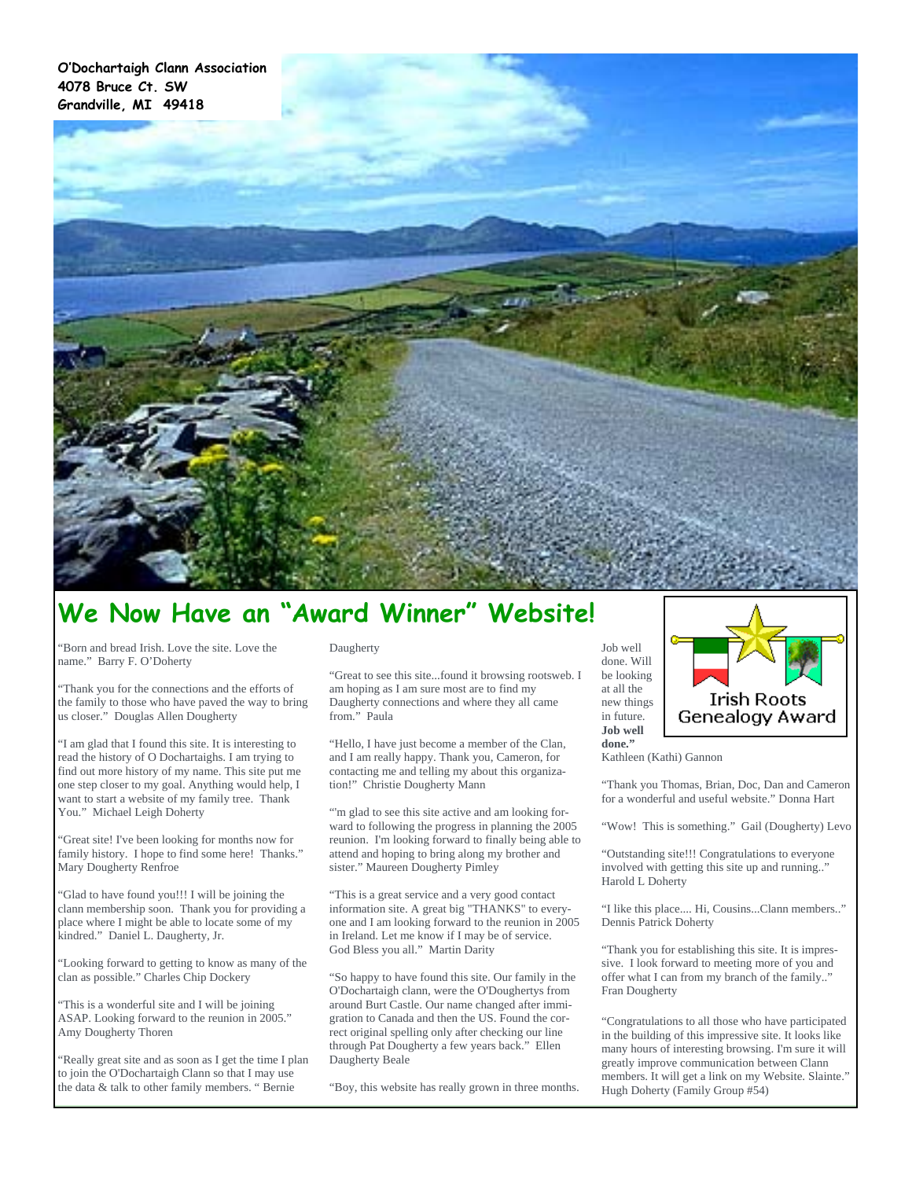O'Dochartaigh Clann Association
4078 Bruce Ct. SW
Grandville, MI 49418

# We Now Have an "Award Winner" Website!

"Born and bread Irish. Love the site. Love the name." Barry F. O'Doherty

"Thank you for the connections and the efforts of the family to those who have paved the way to bring us closer." Douglas Allen Dougherty

"I am glad that I found this site. It is interesting to read the history of O Dochartaighs. I am trying to find out more history of my name. This site put me one step closer to my goal. Anything would help, I want to start a website of my family tree. Thank You." Michael Leigh Doherty

"Great site! I've been looking for months now for family history. I hope to find some here! Thanks." Mary Dougherty Renfroe

"Glad to have found you!!! I will be joining the clann membership soon. Thank you for providing a place where I might be able to locate some of my kindred." Daniel L. Daugherty, Jr.

"Looking forward to getting to know as many of the clan as possible." Charles Chip Dockery

"This is a wonderful site and I will be joining ASAP. Looking forward to the reunion in 2005." Amy Dougherty Thoren

"Really great site and as soon as I get the time I plan to join the O'Dochartaigh Clann so that I may use the data & talk to other family members. " Bernie Daugherty

"Great to see this site...found it browsing rootsweb. I am hoping as I am sure most are to find my Daugherty connections and where they all came from." Paula

"Hello, I have just become a member of the Clan, and I am really happy. Thank you, Cameron, for contacting me and telling my about this organization!" Christie Dougherty Mann

"'m glad to see this site active and am looking forward to following the progress in planning the 2005 reunion. I'm looking forward to finally being able to attend and hoping to bring along my brother and sister." Maureen Dougherty Pimley

"This is a great service and a very good contact information site. A great big "THANKS" to everyone and I am looking forward to the reunion in 2005 in Ireland. Let me know if I may be of service. God Bless you all." Martin Darity

"So happy to have found this site. Our family in the O'Dochartaigh clann, were the O'Doughertys from around Burt Castle. Our name changed after immigration to Canada and then the US. Found the correct original spelling only after checking our line through Pat Dougherty a few years back." Ellen Daugherty Beale

"Boy, this website has really grown in three months. Job well done. Will be looking at all the new things in future. **Job well done."** Kathleen (Kathi) Gannon

Irish Roots Genealogy Award

"Thank you Thomas, Brian, Doc, Dan and Cameron for a wonderful and useful website." Donna Hart

"Wow! This is something." Gail (Dougherty) Levo

"Outstanding site!!! Congratulations to everyone involved with getting this site up and running.." Harold L Doherty

"I like this place.... Hi, Cousins...Clann members.." Dennis Patrick Doherty

"Thank you for establishing this site. It is impressive. I look forward to meeting more of you and offer what I can from my branch of the family.." Fran Dougherty

"Congratulations to all those who have participated in the building of this impressive site. It looks like many hours of interesting browsing. I'm sure it will greatly improve communication between Clann members. It will get a link on my Website. Slainte." Hugh Doherty (Family Group #54)